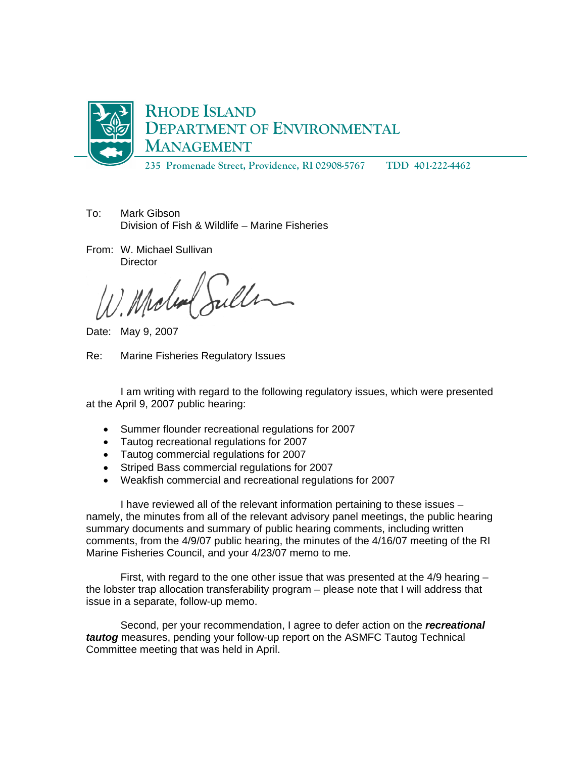# RHODE ISLAND DEPARTMENT OF ENVIRONMENTAL MANAGEMENT

235 Promenade Street, Providence, RI 02908-5767 TDD 401-222-4462

To: Mark Gibson
Division of Fish & Wildlife – Marine Fisheries

From: W. Michael Sullivan
Director

Date: May 9, 2007

Re: Marine Fisheries Regulatory Issues

I am writing with regard to the following regulatory issues, which were presented at the April 9, 2007 public hearing:

- Summer flounder recreational regulations for 2007
- Tautog recreational regulations for 2007
- Tautog commercial regulations for 2007
- Striped Bass commercial regulations for 2007
- Weakfish commercial and recreational regulations for 2007

I have reviewed all of the relevant information pertaining to these issues – namely, the minutes from all of the relevant advisory panel meetings, the public hearing summary documents and summary of public hearing comments, including written comments, from the 4/9/07 public hearing, the minutes of the 4/16/07 meeting of the RI Marine Fisheries Council, and your 4/23/07 memo to me.

First, with regard to the one other issue that was presented at the 4/9 hearing – the lobster trap allocation transferability program – please note that I will address that issue in a separate, follow-up memo.

Second, per your recommendation, I agree to defer action on the ***recreational tautog*** measures, pending your follow-up report on the ASMFC Tautog Technical Committee meeting that was held in April.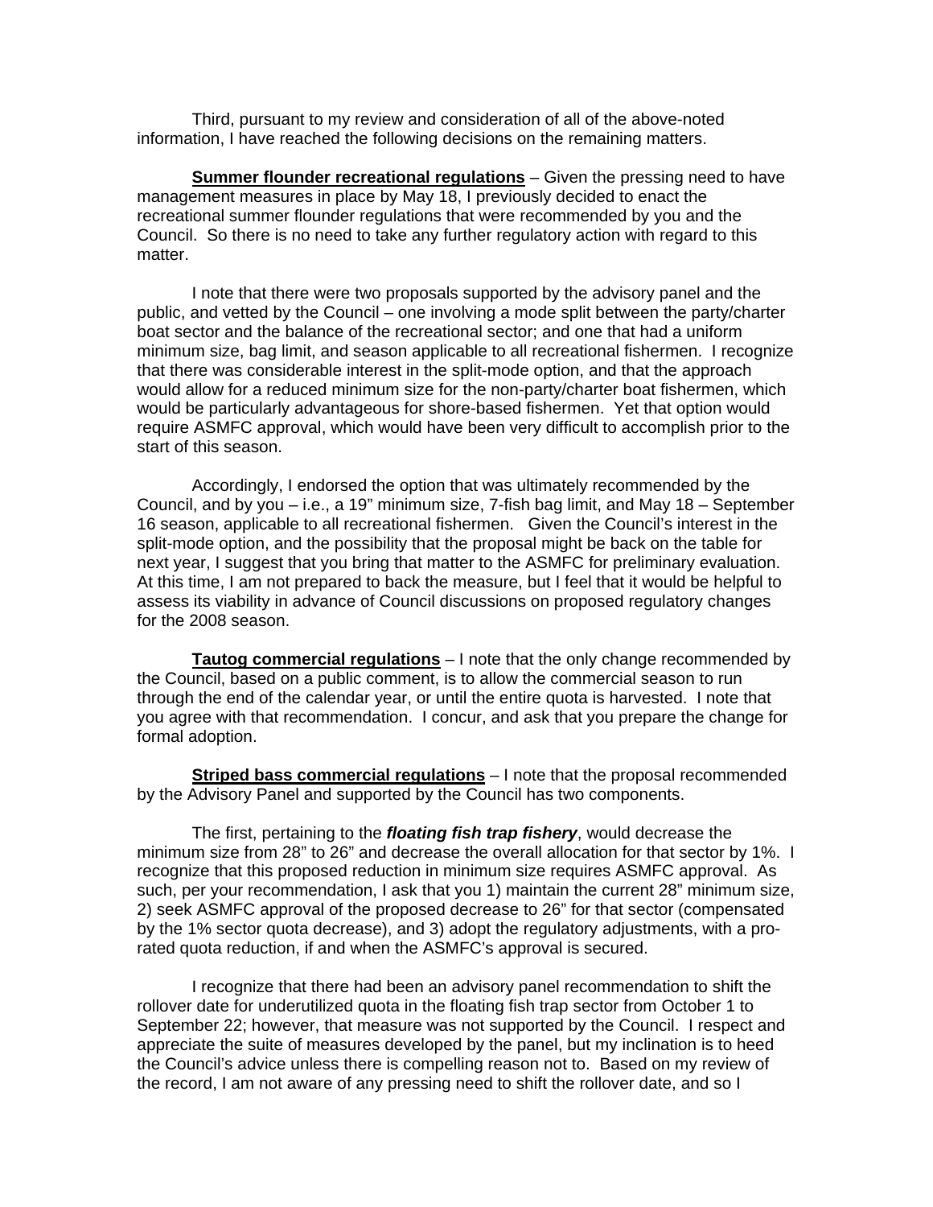Third, pursuant to my review and consideration of all of the above-noted information, I have reached the following decisions on the remaining matters.

**Summer flounder recreational regulations** – Given the pressing need to have management measures in place by May 18, I previously decided to enact the recreational summer flounder regulations that were recommended by you and the Council. So there is no need to take any further regulatory action with regard to this matter.

I note that there were two proposals supported by the advisory panel and the public, and vetted by the Council – one involving a mode split between the party/charter boat sector and the balance of the recreational sector; and one that had a uniform minimum size, bag limit, and season applicable to all recreational fishermen. I recognize that there was considerable interest in the split-mode option, and that the approach would allow for a reduced minimum size for the non-party/charter boat fishermen, which would be particularly advantageous for shore-based fishermen. Yet that option would require ASMFC approval, which would have been very difficult to accomplish prior to the start of this season.

Accordingly, I endorsed the option that was ultimately recommended by the Council, and by you – i.e., a 19" minimum size, 7-fish bag limit, and May 18 – September 16 season, applicable to all recreational fishermen. Given the Council's interest in the split-mode option, and the possibility that the proposal might be back on the table for next year, I suggest that you bring that matter to the ASMFC for preliminary evaluation. At this time, I am not prepared to back the measure, but I feel that it would be helpful to assess its viability in advance of Council discussions on proposed regulatory changes for the 2008 season.

**Tautog commercial regulations** – I note that the only change recommended by the Council, based on a public comment, is to allow the commercial season to run through the end of the calendar year, or until the entire quota is harvested. I note that you agree with that recommendation. I concur, and ask that you prepare the change for formal adoption.

**Striped bass commercial regulations** – I note that the proposal recommended by the Advisory Panel and supported by the Council has two components.

The first, pertaining to the ***floating fish trap fishery***, would decrease the minimum size from 28" to 26" and decrease the overall allocation for that sector by 1%. I recognize that this proposed reduction in minimum size requires ASMFC approval. As such, per your recommendation, I ask that you 1) maintain the current 28" minimum size, 2) seek ASMFC approval of the proposed decrease to 26" for that sector (compensated by the 1% sector quota decrease), and 3) adopt the regulatory adjustments, with a pro-rated quota reduction, if and when the ASMFC's approval is secured.

I recognize that there had been an advisory panel recommendation to shift the rollover date for underutilized quota in the floating fish trap sector from October 1 to September 22; however, that measure was not supported by the Council. I respect and appreciate the suite of measures developed by the panel, but my inclination is to heed the Council's advice unless there is compelling reason not to. Based on my review of the record, I am not aware of any pressing need to shift the rollover date, and so I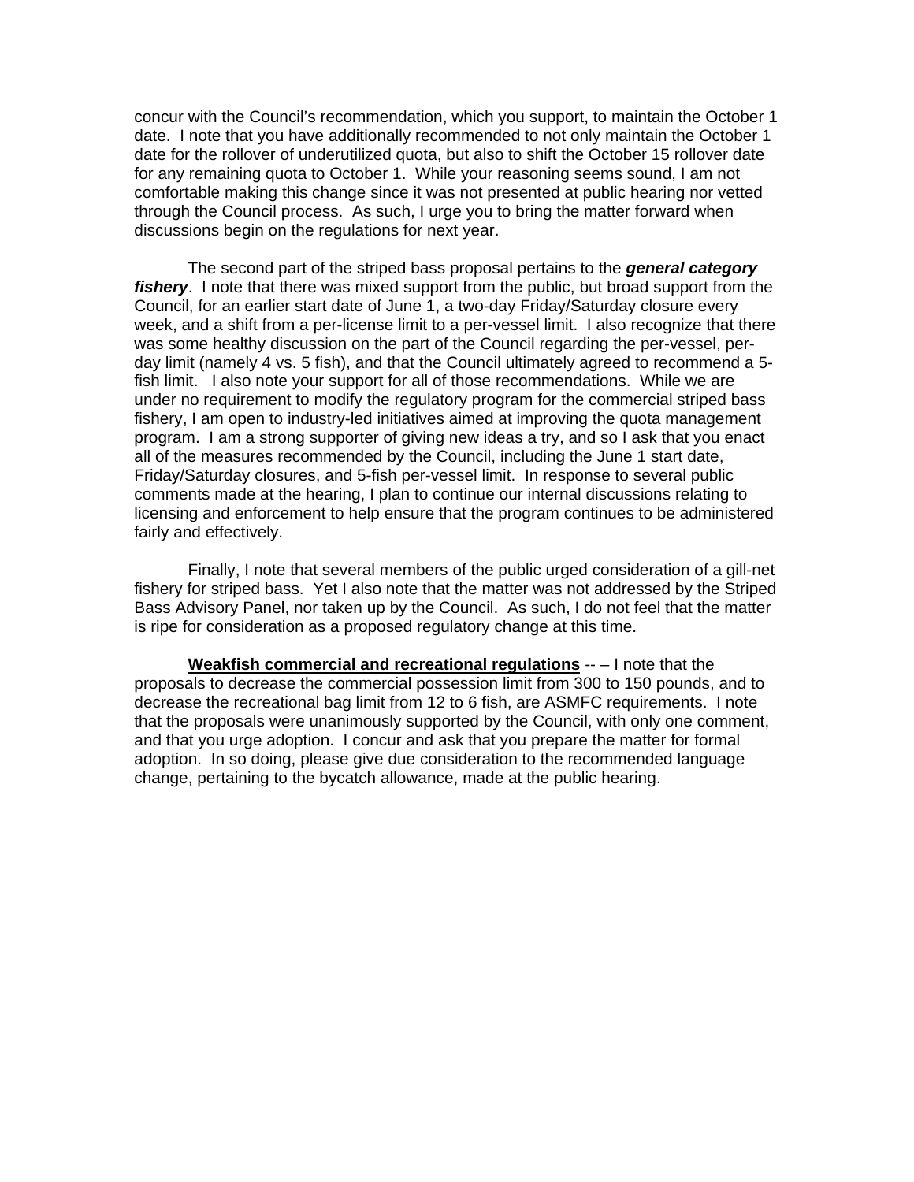concur with the Council's recommendation, which you support, to maintain the October 1 date. I note that you have additionally recommended to not only maintain the October 1 date for the rollover of underutilized quota, but also to shift the October 15 rollover date for any remaining quota to October 1. While your reasoning seems sound, I am not comfortable making this change since it was not presented at public hearing nor vetted through the Council process. As such, I urge you to bring the matter forward when discussions begin on the regulations for next year.

The second part of the striped bass proposal pertains to the ***general category fishery***. I note that there was mixed support from the public, but broad support from the Council, for an earlier start date of June 1, a two-day Friday/Saturday closure every week, and a shift from a per-license limit to a per-vessel limit. I also recognize that there was some healthy discussion on the part of the Council regarding the per-vessel, per-day limit (namely 4 vs. 5 fish), and that the Council ultimately agreed to recommend a 5-fish limit. I also note your support for all of those recommendations. While we are under no requirement to modify the regulatory program for the commercial striped bass fishery, I am open to industry-led initiatives aimed at improving the quota management program. I am a strong supporter of giving new ideas a try, and so I ask that you enact all of the measures recommended by the Council, including the June 1 start date, Friday/Saturday closures, and 5-fish per-vessel limit. In response to several public comments made at the hearing, I plan to continue our internal discussions relating to licensing and enforcement to help ensure that the program continues to be administered fairly and effectively.

Finally, I note that several members of the public urged consideration of a gill-net fishery for striped bass. Yet I also note that the matter was not addressed by the Striped Bass Advisory Panel, nor taken up by the Council. As such, I do not feel that the matter is ripe for consideration as a proposed regulatory change at this time.

**Weakfish commercial and recreational regulations** -- – I note that the proposals to decrease the commercial possession limit from 300 to 150 pounds, and to decrease the recreational bag limit from 12 to 6 fish, are ASMFC requirements. I note that the proposals were unanimously supported by the Council, with only one comment, and that you urge adoption. I concur and ask that you prepare the matter for formal adoption. In so doing, please give due consideration to the recommended language change, pertaining to the bycatch allowance, made at the public hearing.